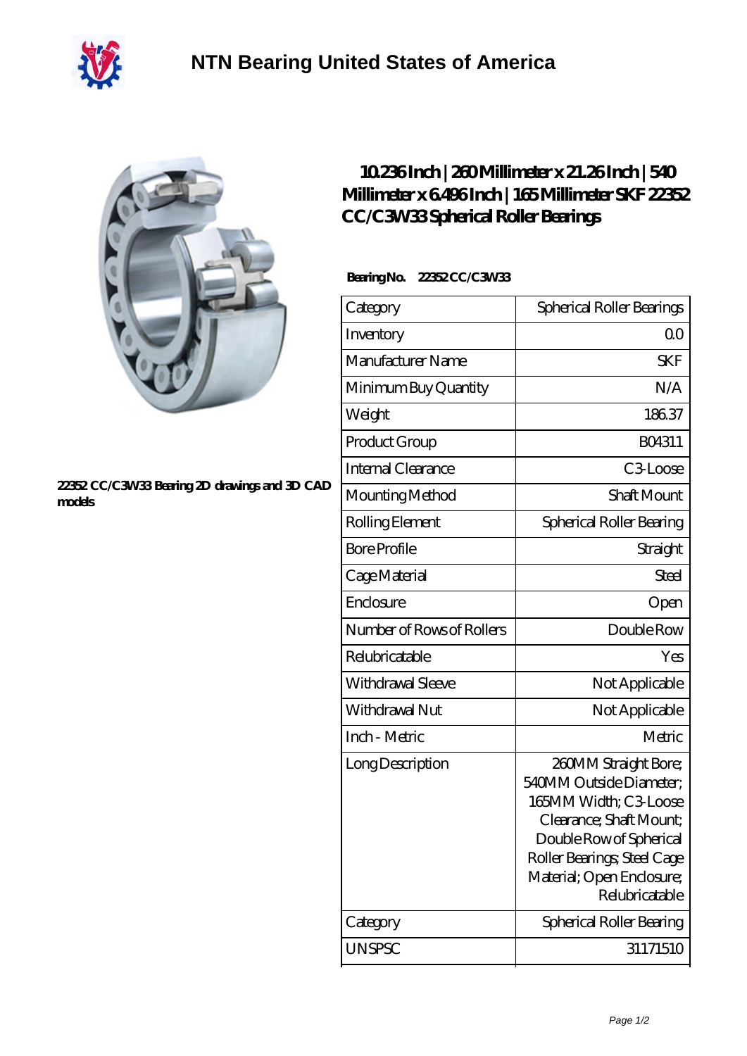# NTN Bearing United States of America

22352 CC/C3W33 Bearing 2D drawings and 3D CAD models

## 10.236 Inch | 260 Millimeter x 21.26 Inch | 540 Millimeter x 6.496 Inch | 165 Millimeter SKF 22352 CC/C3W33 Spherical Roller Bearings

**Bearing No.** 22352 CC/C3W33

| | |
|---|---|
| Category | Spherical Roller Bearings |
| Inventory | 0.0 |
| Manufacturer Name | SKF |
| Minimum Buy Quantity | N/A |
| Weight | 186.37 |
| Product Group | B04311 |
| Internal Clearance | C3-Loose |
| Mounting Method | Shaft Mount |
| Rolling Element | Spherical Roller Bearing |
| Bore Profile | Straight |
| Cage Material | Steel |
| Enclosure | Open |
| Number of Rows of Rollers | Double Row |
| Relubricatable | Yes |
| Withdrawal Sleeve | Not Applicable |
| Withdrawal Nut | Not Applicable |
| Inch - Metric | Metric |
| Long Description | 260MM Straight Bore; 540MM Outside Diameter; 165MM Width; C3-Loose Clearance; Shaft Mount; Double Row of Spherical Roller Bearings; Steel Cage Material; Open Enclosure; Relubricatable |
| Category | Spherical Roller Bearing |
| UNSPSC | 31171510 |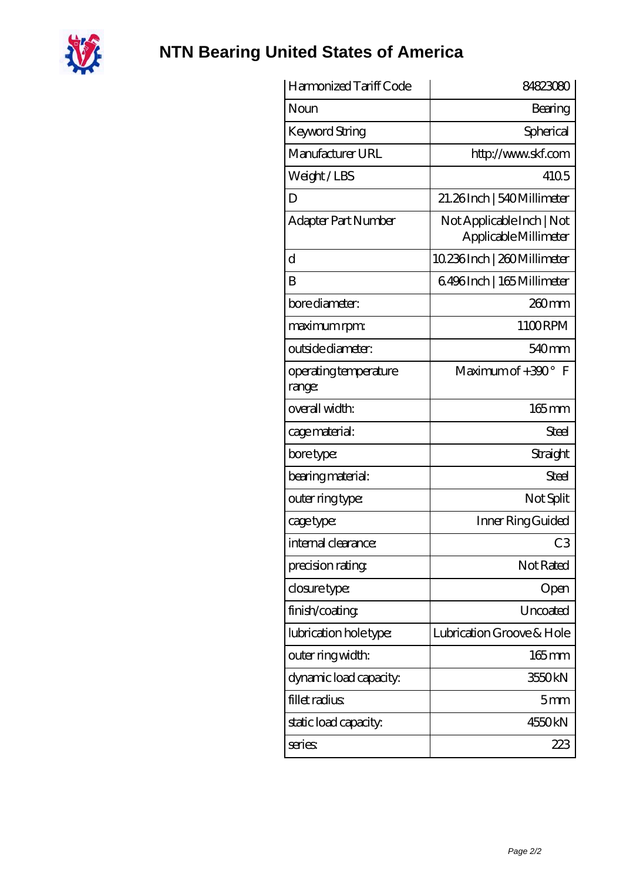# NTN Bearing United States of America

| | |
|---|---|
| Harmonized Tariff Code | 84823080 |
| Noun | Bearing |
| Keyword String | Spherical |
| Manufacturer URL | http://www.skf.com |
| Weight / LBS | 410.5 |
| D | 21.26 Inch \| 540 Millimeter |
| Adapter Part Number | Not Applicable Inch \| Not Applicable Millimeter |
| d | 10.236 Inch \| 260 Millimeter |
| B | 6.496 Inch \| 165 Millimeter |
| bore diameter: | 260 mm |
| maximum rpm: | 1100 RPM |
| outside diameter: | 540 mm |
| operating temperature range: | Maximum of +390° F |
| overall width: | 165 mm |
| cage material: | Steel |
| bore type: | Straight |
| bearing material: | Steel |
| outer ring type: | Not Split |
| cage type: | Inner Ring Guided |
| internal clearance: | C3 |
| precision rating: | Not Rated |
| closure type: | Open |
| finish/coating: | Uncoated |
| lubrication hole type: | Lubrication Groove & Hole |
| outer ring width: | 165 mm |
| dynamic load capacity: | 3550 kN |
| fillet radius: | 5 mm |
| static load capacity: | 4550 kN |
| series: | 223 |